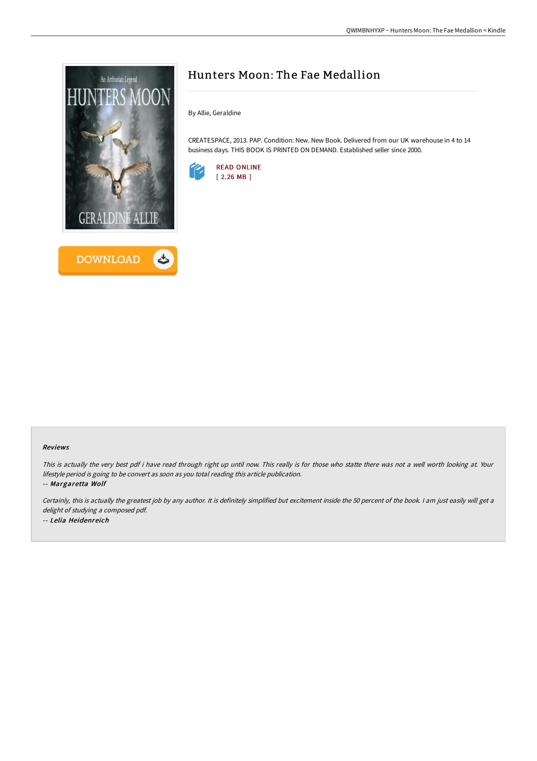# Hunters Moon: The Fae Medallion

By Allie, Geraldine

CREATESPACE, 2013. PAP. Condition: New. New Book. Delivered from our UK warehouse in 4 to 14 business days. THIS BOOK IS PRINTED ON DEMAND. Established seller since 2000.

READ ONLINE
[ 2.26 MB ]

DOWNLOAD

### Reviews

*This is actually the very best pdf i have read through right up until now. This really is for those who statte there was not a well worth looking at. Your lifestyle period is going to be convert as soon as you total reading this article publication.*

-- *Margaretta Wolf*

*Certainly, this is actually the greatest job by any author. It is definitely simplified but excitement inside the 50 percent of the book. I am just easily will get a delight of studying a composed pdf.*

-- *Lelia Heidenreich*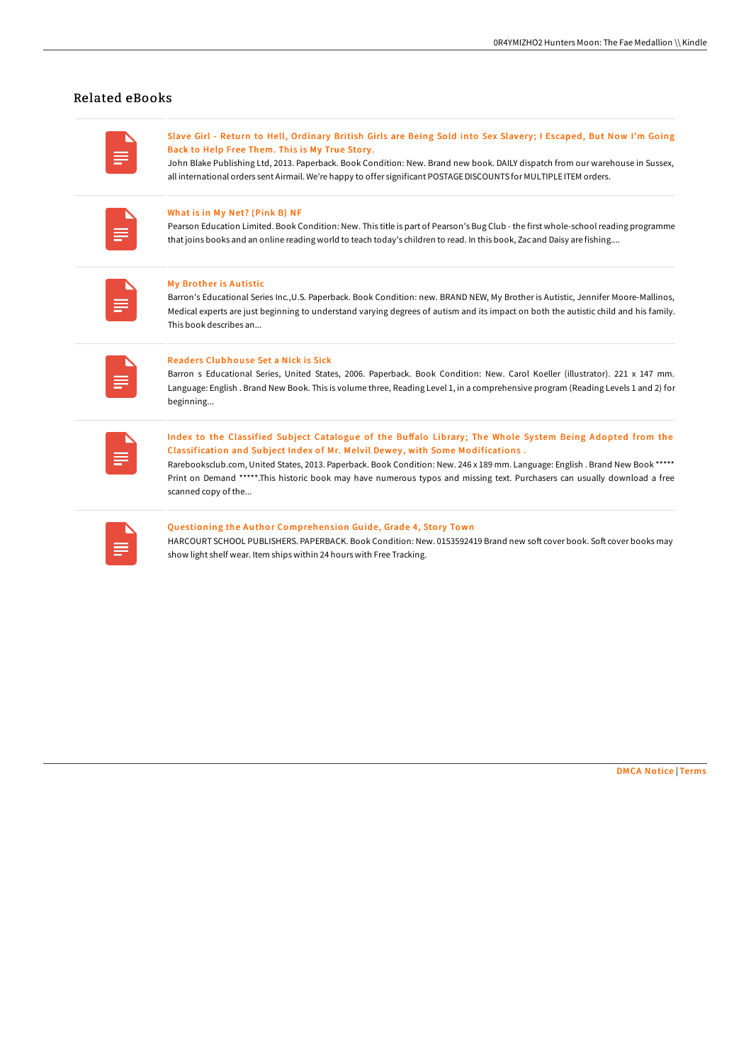## Related eBooks

**Slave Girl - Return to Hell, Ordinary British Girls are Being Sold into Sex Slavery; I Escaped, But Now I'm Going Back to Help Free Them. This is My True Story.**

John Blake Publishing Ltd, 2013. Paperback. Book Condition: New. Brand new book. DAILY dispatch from our warehouse in Sussex, all international orders sent Airmail. We're happy to offer significant POSTAGE DISCOUNTS for MULTIPLE ITEM orders.

**What is in My Net? (Pink B) NF**

Pearson Education Limited. Book Condition: New. This title is part of Pearson's Bug Club - the first whole-school reading programme that joins books and an online reading world to teach today's children to read. In this book, Zac and Daisy are fishing....

**My Brother is Autistic**

Barron's Educational Series Inc.,U.S. Paperback. Book Condition: new. BRAND NEW, My Brother is Autistic, Jennifer Moore-Mallinos, Medical experts are just beginning to understand varying degrees of autism and its impact on both the autistic child and his family. This book describes an...

**Readers Clubhouse Set a Nick is Sick**

Barron s Educational Series, United States, 2006. Paperback. Book Condition: New. Carol Koeller (illustrator). 221 x 147 mm. Language: English . Brand New Book. This is volume three, Reading Level 1, in a comprehensive program (Reading Levels 1 and 2) for beginning...

**Index to the Classified Subject Catalogue of the Buffalo Library; The Whole System Being Adopted from the Classification and Subject Index of Mr. Melvil Dewey, with Some Modifications .**

Rarebooksclub.com, United States, 2013. Paperback. Book Condition: New. 246 x 189 mm. Language: English . Brand New Book ***** Print on Demand *****.This historic book may have numerous typos and missing text. Purchasers can usually download a free scanned copy of the...

**Questioning the Author Comprehension Guide, Grade 4, Story Town**

HARCOURT SCHOOL PUBLISHERS. PAPERBACK. Book Condition: New. 0153592419 Brand new soft cover book. Soft cover books may show light shelf wear. Item ships within 24 hours with Free Tracking.